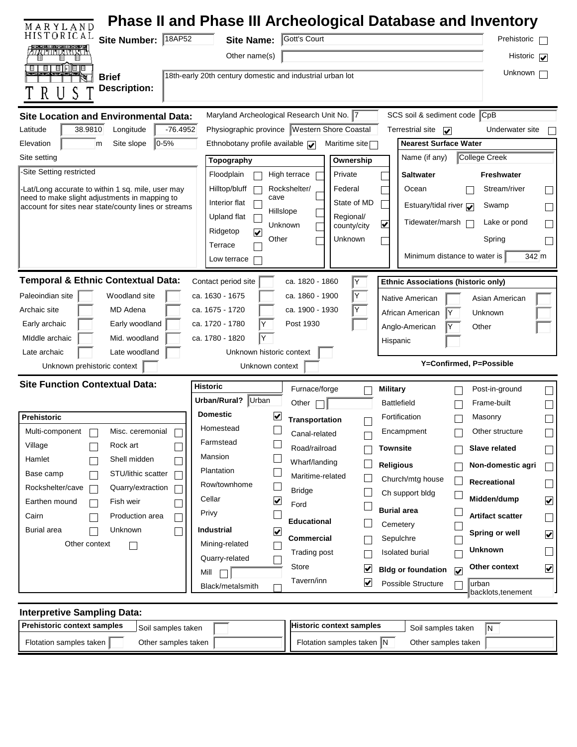MARYLAND HISTORICAL TRUST

# Phase II and Phase III Archeological Database and Inventory

**Site Number:** 18AP52 **Site Name:** Gott's Court

Other name(s):

**Brief Description:** 18th-early 20th century domestic and industrial urban lot

Prehistoric ☐ Historic ☑ Unknown ☐

## Site Location and Environmental Data:

Latitude: 38.9810 Longitude: -76.4952

Elevation: m Site slope: 0-5%

Site setting:

-Site Setting restricted

-Lat/Long accurate to within 1 sq. mile, user may need to make slight adjustments in mapping to account for sites near state/county lines or streams

Maryland Archeological Research Unit No.: 7

Physiographic province: Western Shore Coastal

Ethnobotany profile available ☑ Maritime site ☐

SCS soil & sediment code: CpB

Terrestrial site ☑ Underwater site ☐

**Topography**

| | |
|---|---|
| Floodplain ☐ | High terrace ☐ |
| Hilltop/bluff ☐ | Rockshelter/cave ☐ |
| Interior flat ☐ | Hillslope ☐ |
| Upland flat ☐ | Unknown ☐ |
| Ridgetop ☑ | Other ☐ |
| Terrace ☐ | |
| Low terrace ☐ | |

**Ownership**

- Private ☐
- Federal ☐
- State of MD ☐
- Regional/county/city ☑
- Unknown ☐

**Nearest Surface Water**

Name (if any): College Creek

| Saltwater | | Freshwater | |
|---|---|---|---|
| Ocean | ☐ | Stream/river | ☐ |
| Estuary/tidal river | ☑ | Swamp | ☐ |
| Tidewater/marsh | ☐ | Lake or pond | ☐ |
| | | Spring | ☐ |

Minimum distance to water is 342 m

## Temporal & Ethnic Contextual Data:

| | | | | | | | |
|---|---|---|---|---|---|---|---|
| Paleoindian site | | Woodland site | | Contact period site | | ca. 1820 - 1860 | Y |
| Archaic site | | MD Adena | | ca. 1630 - 1675 | | ca. 1860 - 1900 | Y |
| Early archaic | | Early woodland | | ca. 1675 - 1720 | | ca. 1900 - 1930 | Y |
| MIddle archaic | | Mid. woodland | | ca. 1720 - 1780 | Y | Post 1930 | |
| Late archaic | | Late woodland | | ca. 1780 - 1820 | Y | | |

Unknown prehistoric context ☐ Unknown historic context ☐ Unknown context ☐

**Ethnic Associations (historic only)**

| | | | |
|---|---|---|---|
| Native American | | Asian American | |
| African American | Y | Unknown | |
| Anglo-American | Y | Other | |
| Hispanic | | | |

Y=Confirmed, P=Possible

## Site Function Contextual Data:

**Prehistoric**

| | | | |
|---|---|---|---|
| Multi-component | ☐ | Misc. ceremonial | ☐ |
| Village | ☐ | Rock art | ☐ |
| Hamlet | ☐ | Shell midden | ☐ |
| Base camp | ☐ | STU/lithic scatter | ☐ |
| Rockshelter/cave | ☐ | Quarry/extraction | ☐ |
| Earthen mound | ☐ | Fish weir | ☐ |
| Cairn | ☐ | Production area | ☐ |
| Burial area | ☐ | Unknown | ☐ |

Other context ☐

**Historic**

Urban/Rural? Urban

- **Domestic** ☑
  - Homestead ☐
  - Farmstead ☐
  - Mansion ☐
  - Plantation ☐
  - Row/townhome ☐
  - Cellar ☑
  - Privy ☐
- **Industrial** ☑
  - Mining-related ☐
  - Quarry-related ☐
  - Mill ☐
  - Black/metalsmith ☐
- Furnace/forge ☐
- Other ☐
- **Transportation** ☐
  - Canal-related ☐
  - Road/railroad ☐
  - Wharf/landing ☐
  - Maritime-related ☐
  - Bridge ☐
  - Ford ☐
- **Educational** ☐
- **Commercial** ☐
  - Trading post ☐
  - Store ☑
  - Tavern/inn ☑
- **Military** ☐
  - Battlefield ☐
  - Fortification ☐
  - Encampment ☐
- **Townsite** ☐
- **Religious** ☐
  - Church/mtg house ☐
  - Ch support bldg ☐
- **Burial area** ☐
  - Cemetery ☐
  - Sepulchre ☐
  - Isolated burial ☐
- **Bldg or foundation** ☑
  - Possible Structure ☐
- Post-in-ground ☐
- Frame-built ☐
- Masonry ☐
- Other structure ☐
- **Slave related** ☐
- **Non-domestic agri** ☐
- **Recreational** ☐
- **Midden/dump** ☑
- **Artifact scatter** ☐
- **Spring or well** ☑
- **Unknown** ☐
- **Other context** ☑ urban backlots,tenement

## Interpretive Sampling Data:

| Prehistoric context samples | | | |
|---|---|---|---|
| Soil samples taken | | Flotation samples taken | |
| Other samples taken | | | |

| Historic context samples | | | |
|---|---|---|---|
| Soil samples taken | N | Flotation samples taken | N |
| Other samples taken | | | |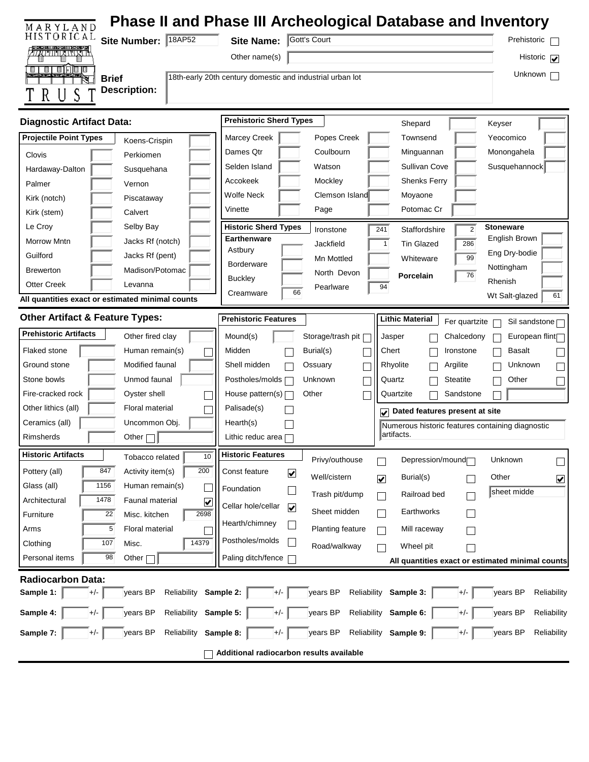# Phase II and Phase III Archeological Database and Inventory

MARYLAND HISTORICAL TRUST

**Site Number:** 18AP52 **Site Name:** Gott's Court

Other name(s):

**Brief Description:** 18th-early 20th century domestic and industrial urban lot

Prehistoric ☐ Historic ☑ Unknown ☐

## Diagnostic Artifact Data:

### Projectile Point Types

| Type | Count | Type | Count |
|---|---|---|---|
| Clovis | | Koens-Crispin | |
| Hardaway-Dalton | | Perkiomen | |
| Palmer | | Susquehana | |
| Kirk (notch) | | Vernon | |
| Kirk (stem) | | Piscataway | |
| Le Croy | | Calvert | |
| Morrow Mntn | | Selby Bay | |
| Guilford | | Jacks Rf (notch) | |
| Brewerton | | Jacks Rf (pent) | |
| Otter Creek | | Madison/Potomac | |
| | | Levanna | |

All quantities exact or estimated minimal counts

### Prehistoric Sherd Types

| Type | Count | Type | Count | Type | Count | Type | Count |
|---|---|---|---|---|---|---|---|
| Marcey Creek | | Popes Creek | | Shepard | | Keyser | |
| Dames Qtr | | Coulbourn | | Townsend | | Yeocomico | |
| Selden Island | | Watson | | Minguannan | | Monongahela | |
| Accokeek | | Mockley | | Sullivan Cove | | Susquehannock | |
| Wolfe Neck | | Clemson Island | | Shenks Ferry | | | |
| Vinette | | Page | | Moyaone | | | |
| | | | | Potomac Cr | | | |

### Historic Sherd Types

| Earthenware | Count | Type | Count | Type | Count | Stoneware | Count |
|---|---|---|---|---|---|---|---|
| Astbury | | Ironstone | 241 | Staffordshire | 2 | English Brown | |
| Borderware | | Jackfield | 1 | Tin Glazed | 286 | Eng Dry-bodie | |
| Buckley | | Mn Mottled | | Whiteware | 99 | Nottingham | |
| Creamware | 66 | North Devon | | **Porcelain** | 76 | Rhenish | |
| | | Pearlware | 94 | | | Wt Salt-glazed | 61 |

## Other Artifact & Feature Types:

### Prehistoric Artifacts

| Type | Count | Type | Count |
|---|---|---|---|
| Flaked stone | | Other fired clay | |
| Ground stone | | Human remain(s) | ☐ |
| Stone bowls | | Modified faunal | |
| Fire-cracked rock | | Unmod faunal | |
| Other lithics (all) | | Oyster shell | ☐ |
| Ceramics (all) | | Floral material | ☐ |
| Rimsherds | | Uncommon Obj. | |
| | | Other ☐ | |

### Prehistoric Features

| Feature | | Feature | |
|---|---|---|---|
| Mound(s) | | Storage/trash pit | ☐ |
| Midden | ☐ | Burial(s) | ☐ |
| Shell midden | ☐ | Ossuary | ☐ |
| Postholes/molds | ☐ | Unknown | ☐ |
| House pattern(s) | ☐ | Other | ☐ |
| Palisade(s) | ☐ | | |
| Hearth(s) | ☐ | | |
| Lithic reduc area | ☐ | | |

### Lithic Material

| Material | | Material | | Material | |
|---|---|---|---|---|---|
| | | Fer quartzite | ☐ | Sil sandstone | ☐ |
| Jasper | ☐ | Chalcedony | ☐ | European flint | ☐ |
| Chert | ☐ | Ironstone | ☐ | Basalt | ☐ |
| Rhyolite | ☐ | Argilite | ☐ | Unknown | ☐ |
| Quartz | ☐ | Steatite | ☐ | Other | ☐ |
| Quartzite | ☐ | Sandstone | ☐ | | |

☑ **Dated features present at site**

Numerous historic features containing diagnostic artifacts.

### Historic Artifacts

| Type | Count | Type | Count |
|---|---|---|---|
| Pottery (all) | 847 | Tobacco related | 10 |
| Glass (all) | 1156 | Activity item(s) | 200 |
| Architectural | 1478 | Human remain(s) | ☐ |
| Furniture | 22 | Faunal material | ☑ |
| Arms | 5 | Misc. kitchen | 2698 |
| Clothing | 107 | Floral material | ☐ |
| Personal items | 98 | Misc. | 14379 |
| | | Other ☐ | |

### Historic Features

| Feature | | Feature | | Feature | | Feature | |
|---|---|---|---|---|---|---|---|
| Const feature | ☑ | Privy/outhouse | ☐ | Depression/mound | ☐ | Unknown | ☐ |
| Foundation | ☐ | Well/cistern | ☑ | Burial(s) | ☐ | Other | ☑ |
| Cellar hole/cellar | ☑ | Trash pit/dump | ☐ | Railroad bed | ☐ | sheet midde | |
| Hearth/chimney | ☐ | Sheet midden | ☐ | Earthworks | ☐ | | |
| Postholes/molds | ☐ | Planting feature | ☐ | Mill raceway | ☐ | | |
| Paling ditch/fence | ☐ | Road/walkway | ☐ | Wheel pit | ☐ | | |

All quantities exact or estimated minimal counts

## Radiocarbon Data:

| Sample | Date | +/- | years BP | Reliability |
|---|---|---|---|---|
| Sample 1: | | | years BP | Reliability |
| Sample 2: | | | years BP | Reliability |
| Sample 3: | | | years BP | Reliability |
| Sample 4: | | | years BP | Reliability |
| Sample 5: | | | years BP | Reliability |
| Sample 6: | | | years BP | Reliability |
| Sample 7: | | | years BP | Reliability |
| Sample 8: | | | years BP | Reliability |
| Sample 9: | | | years BP | Reliability |

☐ **Additional radiocarbon results available**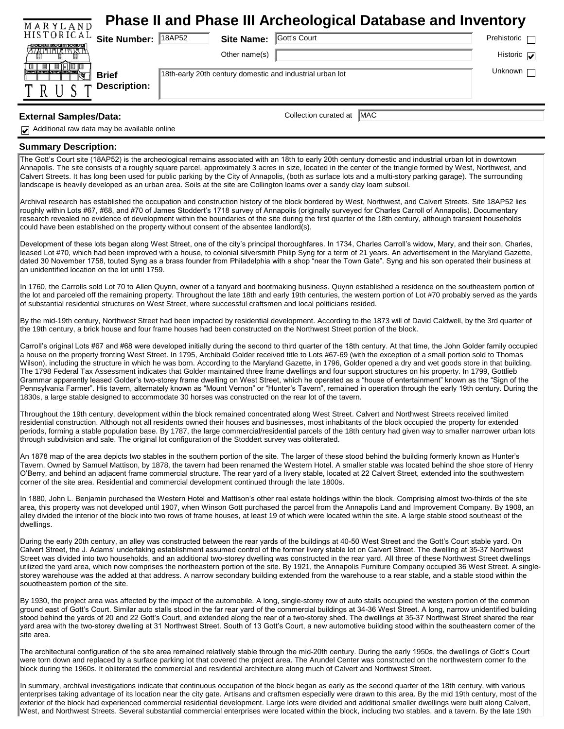# Phase II and Phase III Archeological Database and Inventory

MARYLAND HISTORICAL TRUST

**Site Number:** 18AP52 **Site Name:** Gott's Court

Other name(s)

Prehistoric ☐

Historic ☑

Unknown ☐

**Brief Description:** 18th-early 20th century domestic and industrial urban lot

**External Samples/Data:**

Collection curated at MAC

☑ Additional raw data may be available online

**Summary Description:**

The Gott's Court site (18AP52) is the archeological remains associated with an 18th to early 20th century domestic and industrial urban lot in downtown Annapolis. The site consists of a roughly square parcel, approximately 3 acres in size, located in the center of the triangle formed by West, Northwest, and Calvert Streets. It has long been used for public parking by the City of Annapolis, (both as surface lots and a multi-story parking garage). The surrounding landscape is heavily developed as an urban area. Soils at the site are Collington loams over a sandy clay loam subsoil.

Archival research has established the occupation and construction history of the block bordered by West, Northwest, and Calvert Streets. Site 18AP52 lies roughly within Lots #67, #68, and #70 of James Stoddert's 1718 survey of Annapolis (originally surveyed for Charles Carroll of Annapolis). Documentary research revealed no evidence of development within the boundaries of the site during the first quarter of the 18th century, although transient households could have been established on the property without consent of the absentee landlord(s).

Development of these lots began along West Street, one of the city's principal thoroughfares. In 1734, Charles Carroll's widow, Mary, and their son, Charles, leased Lot #70, which had been improved with a house, to colonial silversmith Philip Syng for a term of 21 years. An advertisement in the Maryland Gazette, dated 30 November 1758, touted Syng as a brass founder from Philadelphia with a shop "near the Town Gate". Syng and his son operated their business at an unidentified location on the lot until 1759.

In 1760, the Carrolls sold Lot 70 to Allen Quynn, owner of a tanyard and bootmaking business. Quynn established a residence on the southeastern portion of the lot and parceled off the remaining property. Throughout the late 18th and early 19th centuries, the western portion of Lot #70 probably served as the yards of substantial residential structures on West Street, where successful craftsmen and local politicians resided.

By the mid-19th century, Northwest Street had been impacted by residential development. According to the 1873 will of David Caldwell, by the 3rd quarter of the 19th century, a brick house and four frame houses had been constructed on the Northwest Street portion of the block.

Carroll's original Lots #67 and #68 were developed initially during the second to third quarter of the 18th century. At that time, the John Golder family occupied a house on the property fronting West Street. In 1795, Archibald Golder received title to Lots #67-69 (with the exception of a small portion sold to Thomas Wilson), including the structure in which he was born. According to the Maryland Gazette, in 1796, Golder opened a dry and wet goods store in that building. The 1798 Federal Tax Assessment indicates that Golder maintained three frame dwellings and four support structures on his property. In 1799, Gottlieb Grammar apparently leased Golder's two-storey frame dwelling on West Street, which he operated as a "house of entertainment" known as the "Sign of the Pennsylvania Farmer". His tavern, alternately known as "Mount Vernon" or "Hunter's Tavern", remained in operation through the early 19th century. During the 1830s, a large stable designed to accommodate 30 horses was constructed on the rear lot of the tavern.

Throughout the 19th century, development within the block remained concentrated along West Street. Calvert and Northwest Streets received limited residential construction. Although not all residents owned their houses and businesses, most inhabitants of the block occupied the property for extended periods, forming a stable population base. By 1787, the large commercial/residential parcels of the 18th century had given way to smaller narrower urban lots through subdivision and sale. The original lot configuration of the Stoddert survey was obliterated.

An 1878 map of the area depicts two stables in the southern portion of the site. The larger of these stood behind the building formerly known as Hunter's Tavern. Owned by Samuel Mattison, by 1878, the tavern had been renamed the Western Hotel. A smaller stable was located behind the shoe store of Henry O'Berry, and behind an adjacent frame commercial structure. The rear yard of a livery stable, located at 22 Calvert Street, extended into the southwestern corner of the site area. Residential and commercial development continued through the late 1800s.

In 1880, John L. Benjamin purchased the Western Hotel and Mattison's other real estate holdings within the block. Comprising almost two-thirds of the site area, this property was not developed until 1907, when Winson Gott purchased the parcel from the Annapolis Land and Improvement Company. By 1908, an alley divided the interior of the block into two rows of frame houses, at least 19 of which were located within the site. A large stable stood southeast of the dwellings.

During the early 20th century, an alley was constructed between the rear yards of the buildings at 40-50 West Street and the Gott's Court stable yard. On Calvert Street, the J. Adams' undertaking establishment assumed control of the former livery stable lot on Calvert Street. The dwelling at 35-37 Northwest Street was divided into two households, and an additional two-storey dwelling was constructed in the rear yard. All three of these Northwest Street dwellings utilized the yard area, which now comprises the northeastern portion of the site. By 1921, the Annapolis Furniture Company occupied 36 West Street. A single-storey warehouse was the added at that address. A narrow secondary building extended from the warehouse to a rear stable, and a stable stood within the souotheastern portion of the site.

By 1930, the project area was affected by the impact of the automobile. A long, single-storey row of auto stalls occupied the western portion of the common ground east of Gott's Court. Similar auto stalls stood in the far rear yard of the commercial buildings at 34-36 West Street. A long, narrow unidentified building stood behind the yards of 20 and 22 Gott's Court, and extended along the rear of a two-storey shed. The dwellings at 35-37 Northwest Street shared the rear yard area with the two-storey dwelling at 31 Northwest Street. South of 13 Gott's Court, a new automotive building stood within the southeastern corner of the site area.

The architectural configuration of the site area remained relatively stable through the mid-20th century. During the early 1950s, the dwellings of Gott's Court were torn down and replaced by a surface parking lot that covered the project area. The Arundel Center was constructed on the northwestern corner fo the block during the 1960s. It obliterated the commercial and residential architecture along much of Calvert and Northwest Street.

In summary, archival investigations indicate that continuous occupation of the block began as early as the second quarter of the 18th century, with various enterprises taking advantage of its location near the city gate. Artisans and craftsmen especially were drawn to this area. By the mid 19th century, most of the exterior of the block had experienced commercial residential development. Large lots were divided and additional smaller dwellings were built along Calvert, West, and Northwest Streets. Several substantial commercial enterprises were located within the block, including two stables, and a tavern. By the late 19th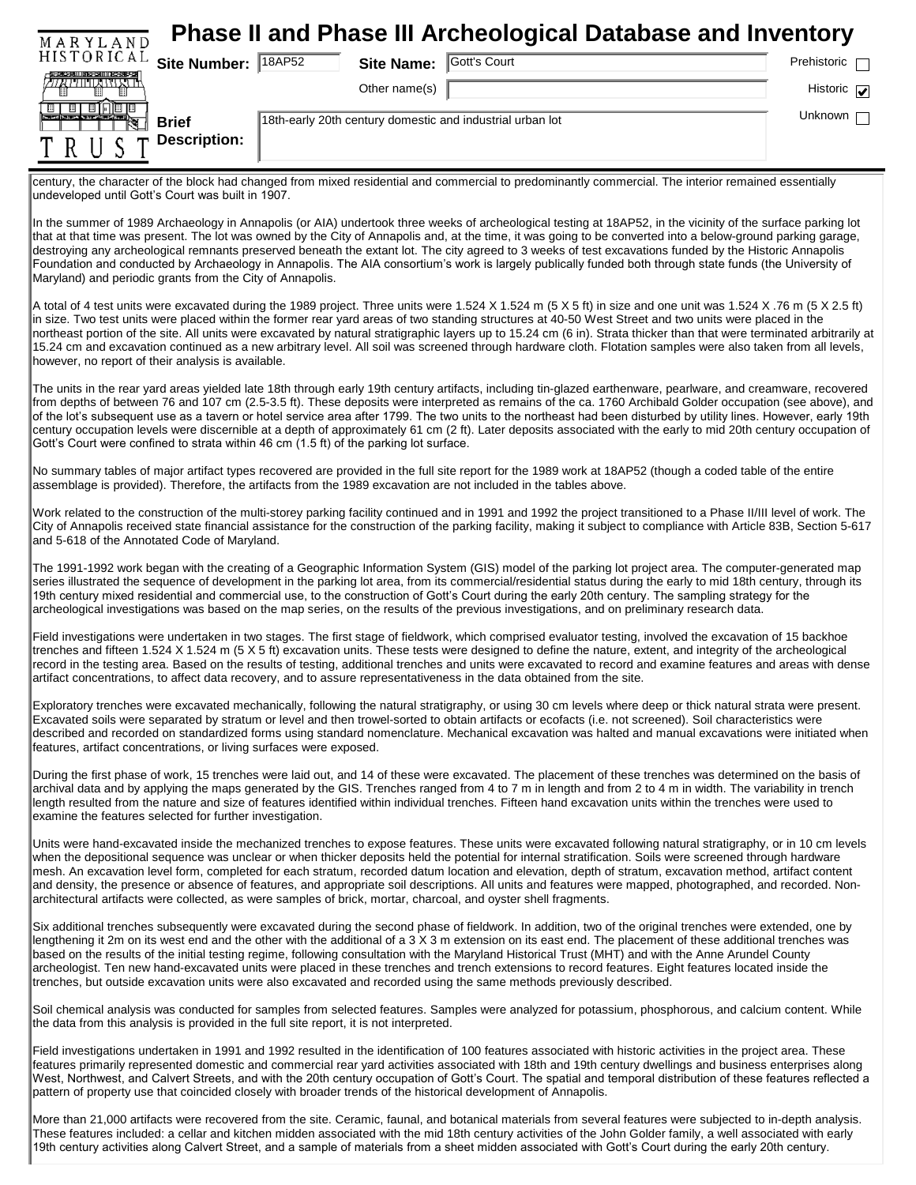# Phase II and Phase III Archeological Database and Inventory

**Site Number:** 18AP52 **Site Name:** Gott's Court

Other name(s):

Prehistoric ☐ Historic ☑ Unknown ☐

**Brief Description:** 18th-early 20th century domestic and industrial urban lot

century, the character of the block had changed from mixed residential and commercial to predominantly commercial. The interior remained essentially undeveloped until Gott's Court was built in 1907.

In the summer of 1989 Archaeology in Annapolis (or AIA) undertook three weeks of archeological testing at 18AP52, in the vicinity of the surface parking lot that at that time was present. The lot was owned by the City of Annapolis and, at the time, it was going to be converted into a below-ground parking garage, destroying any archeological remnants preserved beneath the extant lot. The city agreed to 3 weeks of test excavations funded by the Historic Annapolis Foundation and conducted by Archaeology in Annapolis. The AIA consortium's work is largely publically funded both through state funds (the University of Maryland) and periodic grants from the City of Annapolis.

A total of 4 test units were excavated during the 1989 project. Three units were 1.524 X 1.524 m (5 X 5 ft) in size and one unit was 1.524 X .76 m (5 X 2.5 ft) in size. Two test units were placed within the former rear yard areas of two standing structures at 40-50 West Street and two units were placed in the northeast portion of the site. All units were excavated by natural stratigraphic layers up to 15.24 cm (6 in). Strata thicker than that were terminated arbitrarily at 15.24 cm and excavation continued as a new arbitrary level. All soil was screened through hardware cloth. Flotation samples were also taken from all levels, however, no report of their analysis is available.

The units in the rear yard areas yielded late 18th through early 19th century artifacts, including tin-glazed earthenware, pearlware, and creamware, recovered from depths of between 76 and 107 cm (2.5-3.5 ft). These deposits were interpreted as remains of the ca. 1760 Archibald Golder occupation (see above), and of the lot's subsequent use as a tavern or hotel service area after 1799. The two units to the northeast had been disturbed by utility lines. However, early 19th century occupation levels were discernible at a depth of approximately 61 cm (2 ft). Later deposits associated with the early to mid 20th century occupation of Gott's Court were confined to strata within 46 cm (1.5 ft) of the parking lot surface.

No summary tables of major artifact types recovered are provided in the full site report for the 1989 work at 18AP52 (though a coded table of the entire assemblage is provided). Therefore, the artifacts from the 1989 excavation are not included in the tables above.

Work related to the construction of the multi-storey parking facility continued and in 1991 and 1992 the project transitioned to a Phase II/III level of work. The City of Annapolis received state financial assistance for the construction of the parking facility, making it subject to compliance with Article 83B, Section 5-617 and 5-618 of the Annotated Code of Maryland.

The 1991-1992 work began with the creating of a Geographic Information System (GIS) model of the parking lot project area. The computer-generated map series illustrated the sequence of development in the parking lot area, from its commercial/residential status during the early to mid 18th century, through its 19th century mixed residential and commercial use, to the construction of Gott's Court during the early 20th century. The sampling strategy for the archeological investigations was based on the map series, on the results of the previous investigations, and on preliminary research data.

Field investigations were undertaken in two stages. The first stage of fieldwork, which comprised evaluator testing, involved the excavation of 15 backhoe trenches and fifteen 1.524 X 1.524 m (5 X 5 ft) excavation units. These tests were designed to define the nature, extent, and integrity of the archeological record in the testing area. Based on the results of testing, additional trenches and units were excavated to record and examine features and areas with dense artifact concentrations, to affect data recovery, and to assure representativeness in the data obtained from the site.

Exploratory trenches were excavated mechanically, following the natural stratigraphy, or using 30 cm levels where deep or thick natural strata were present. Excavated soils were separated by stratum or level and then trowel-sorted to obtain artifacts or ecofacts (i.e. not screened). Soil characteristics were described and recorded on standardized forms using standard nomenclature. Mechanical excavation was halted and manual excavations were initiated when features, artifact concentrations, or living surfaces were exposed.

During the first phase of work, 15 trenches were laid out, and 14 of these were excavated. The placement of these trenches was determined on the basis of archival data and by applying the maps generated by the GIS. Trenches ranged from 4 to 7 m in length and from 2 to 4 m in width. The variability in trench length resulted from the nature and size of features identified within individual trenches. Fifteen hand excavation units within the trenches were used to examine the features selected for further investigation.

Units were hand-excavated inside the mechanized trenches to expose features. These units were excavated following natural stratigraphy, or in 10 cm levels when the depositional sequence was unclear or when thicker deposits held the potential for internal stratification. Soils were screened through hardware mesh. An excavation level form, completed for each stratum, recorded datum location and elevation, depth of stratum, excavation method, artifact content and density, the presence or absence of features, and appropriate soil descriptions. All units and features were mapped, photographed, and recorded. Non-architectural artifacts were collected, as were samples of brick, mortar, charcoal, and oyster shell fragments.

Six additional trenches subsequently were excavated during the second phase of fieldwork. In addition, two of the original trenches were extended, one by lengthening it 2m on its west end and the other with the additional of a 3 X 3 m extension on its east end. The placement of these additional trenches was based on the results of the initial testing regime, following consultation with the Maryland Historical Trust (MHT) and with the Anne Arundel County archeologist. Ten new hand-excavated units were placed in these trenches and trench extensions to record features. Eight features located inside the trenches, but outside excavation units were also excavated and recorded using the same methods previously described.

Soil chemical analysis was conducted for samples from selected features. Samples were analyzed for potassium, phosphorous, and calcium content. While the data from this analysis is provided in the full site report, it is not interpreted.

Field investigations undertaken in 1991 and 1992 resulted in the identification of 100 features associated with historic activities in the project area. These features primarily represented domestic and commercial rear yard activities associated with 18th and 19th century dwellings and business enterprises along West, Northwest, and Calvert Streets, and with the 20th century occupation of Gott's Court. The spatial and temporal distribution of these features reflected a pattern of property use that coincided closely with broader trends of the historical development of Annapolis.

More than 21,000 artifacts were recovered from the site. Ceramic, faunal, and botanical materials from several features were subjected to in-depth analysis. These features included: a cellar and kitchen midden associated with the mid 18th century activities of the John Golder family, a well associated with early 19th century activities along Calvert Street, and a sample of materials from a sheet midden associated with Gott's Court during the early 20th century.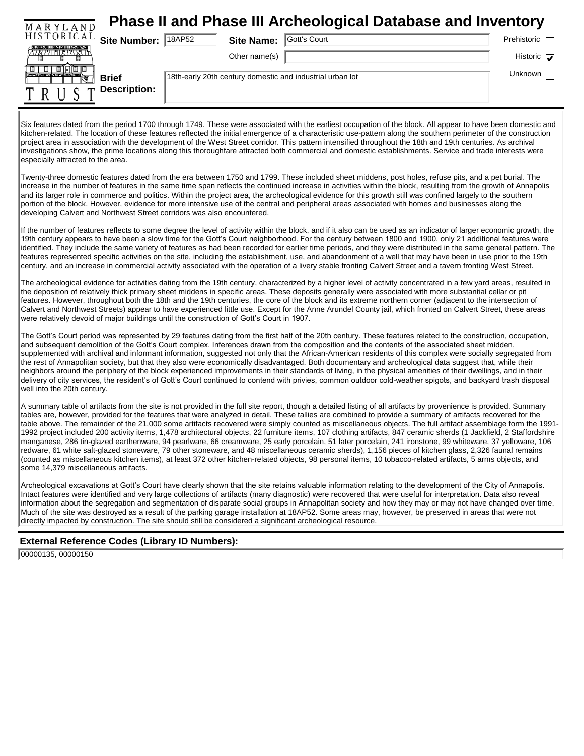# Phase II and Phase III Archeological Database and Inventory

**Site Number:** 18AP52 **Site Name:** Gott's Court

Other name(s):

Prehistoric ☐
Historic ☑
Unknown ☐

**Brief Description:** 18th-early 20th century domestic and industrial urban lot

Six features dated from the period 1700 through 1749. These were associated with the earliest occupation of the block. All appear to have been domestic and kitchen-related. The location of these features reflected the initial emergence of a characteristic use-pattern along the southern perimeter of the construction project area in association with the development of the West Street corridor. This pattern intensified throughout the 18th and 19th centuries. As archival investigations show, the prime locations along this thoroughfare attracted both commercial and domestic establishments. Service and trade interests were especially attracted to the area.

Twenty-three domestic features dated from the era between 1750 and 1799. These included sheet middens, post holes, refuse pits, and a pet burial. The increase in the number of features in the same time span reflects the continued increase in activities within the block, resulting from the growth of Annapolis and its larger role in commerce and politics. Within the project area, the archeological evidence for this growth still was confined largely to the southern portion of the block. However, evidence for more intensive use of the central and peripheral areas associated with homes and businesses along the developing Calvert and Northwest Street corridors was also encountered.

If the number of features reflects to some degree the level of activity within the block, and if it also can be used as an indicator of larger economic growth, the 19th century appears to have been a slow time for the Gott's Court neighborhood. For the century between 1800 and 1900, only 21 additional features were identified. They include the same variety of features as had been recorded for earlier time periods, and they were distributed in the same general pattern. The features represented specific activities on the site, including the establishment, use, and abandonment of a well that may have been in use prior to the 19th century, and an increase in commercial activity associated with the operation of a livery stable fronting Calvert Street and a tavern fronting West Street.

The archeological evidence for activities dating from the 19th century, characterized by a higher level of activity concentrated in a few yard areas, resulted in the deposition of relatively thick primary sheet middens in specific areas. These deposits generally were associated with more substantial cellar or pit features. However, throughout both the 18th and the 19th centuries, the core of the block and its extreme northern corner (adjacent to the intersection of Calvert and Northwest Streets) appear to have experienced little use. Except for the Anne Arundel County jail, which fronted on Calvert Street, these areas were relatively devoid of major buildings until the construction of Gott's Court in 1907.

The Gott's Court period was represented by 29 features dating from the first half of the 20th century. These features related to the construction, occupation, and subsequent demolition of the Gott's Court complex. Inferences drawn from the composition and the contents of the associated sheet midden, supplemented with archival and informant information, suggested not only that the African-American residents of this complex were socially segregated from the rest of Annapolitan society, but that they also were economically disadvantaged. Both documentary and archeological data suggest that, while their neighbors around the periphery of the block experienced improvements in their standards of living, in the physical amenities of their dwellings, and in their delivery of city services, the resident's of Gott's Court continued to contend with privies, common outdoor cold-weather spigots, and backyard trash disposal well into the 20th century.

A summary table of artifacts from the site is not provided in the full site report, though a detailed listing of all artifacts by provenience is provided. Summary tables are, however, provided for the features that were analyzed in detail. These tallies are combined to provide a summary of artifacts recovered for the table above. The remainder of the 21,000 some artifacts recovered were simply counted as miscellaneous objects. The full artifact assemblage form the 1991-1992 project included 200 activity items, 1,478 architectural objects, 22 furniture items, 107 clothing artifacts, 847 ceramic sherds (1 Jackfield, 2 Staffordshire manganese, 286 tin-glazed earthenware, 94 pearlware, 66 creamware, 25 early porcelain, 51 later porcelain, 241 ironstone, 99 whiteware, 37 yelloware, 106 redware, 61 white salt-glazed stoneware, 79 other stoneware, and 48 miscellaneous ceramic sherds), 1,156 pieces of kitchen glass, 2,326 faunal remains (counted as miscellaneous kitchen items), at least 372 other kitchen-related objects, 98 personal items, 10 tobacco-related artifacts, 5 arms objects, and some 14,379 miscellaneous artifacts.

Archeological excavations at Gott's Court have clearly shown that the site retains valuable information relating to the development of the City of Annapolis. Intact features were identified and very large collections of artifacts (many diagnostic) were recovered that were useful for interpretation. Data also reveal information about the segregation and segmentation of disparate social groups in Annapolitan society and how they may or may not have changed over time. Much of the site was destroyed as a result of the parking garage installation at 18AP52. Some areas may, however, be preserved in areas that were not directly impacted by construction. The site should still be considered a significant archeological resource.

**External Reference Codes (Library ID Numbers):**

00000135, 00000150